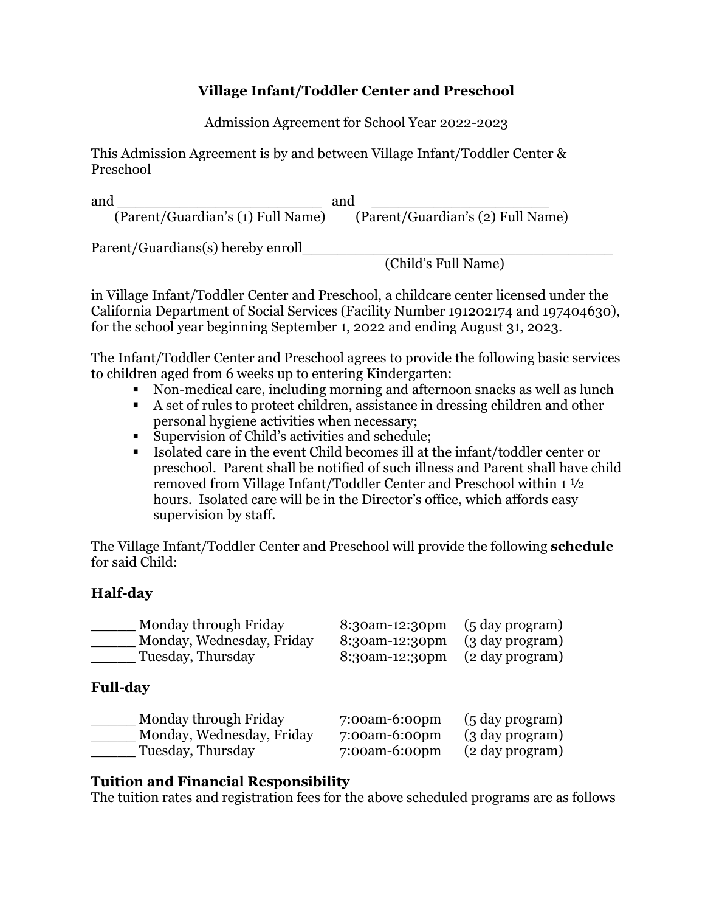# Village Infant/Toddler Center and Preschool

Admission Agreement for School Year 2022-2023

This Admission Agreement is by and between Village Infant/Toddler Center & Preschool

and ________________________ and ____________________
(Parent/Guardian's (1) Full Name) (Parent/Guardian's (2) Full Name)

Parent/Guardians(s) hereby enroll____________________________________
(Child's Full Name)

in Village Infant/Toddler Center and Preschool, a childcare center licensed under the California Department of Social Services (Facility Number 191202174 and 197404630), for the school year beginning September 1, 2022 and ending August 31, 2023.

The Infant/Toddler Center and Preschool agrees to provide the following basic services to children aged from 6 weeks up to entering Kindergarten:

- Non-medical care, including morning and afternoon snacks as well as lunch
- A set of rules to protect children, assistance in dressing children and other personal hygiene activities when necessary;
- Supervision of Child's activities and schedule;
- Isolated care in the event Child becomes ill at the infant/toddler center or preschool. Parent shall be notified of such illness and Parent shall have child removed from Village Infant/Toddler Center and Preschool within 1 ½ hours. Isolated care will be in the Director's office, which affords easy supervision by staff.

The Village Infant/Toddler Center and Preschool will provide the following **schedule** for said Child:

**Half-day**

_____ Monday through Friday 8:30am-12:30pm (5 day program)
_____ Monday, Wednesday, Friday 8:30am-12:30pm (3 day program)
_____ Tuesday, Thursday 8:30am-12:30pm (2 day program)

**Full-day**

_____ Monday through Friday 7:00am-6:00pm (5 day program)
_____ Monday, Wednesday, Friday 7:00am-6:00pm (3 day program)
_____ Tuesday, Thursday 7:00am-6:00pm (2 day program)

**Tuition and Financial Responsibility**

The tuition rates and registration fees for the above scheduled programs are as follows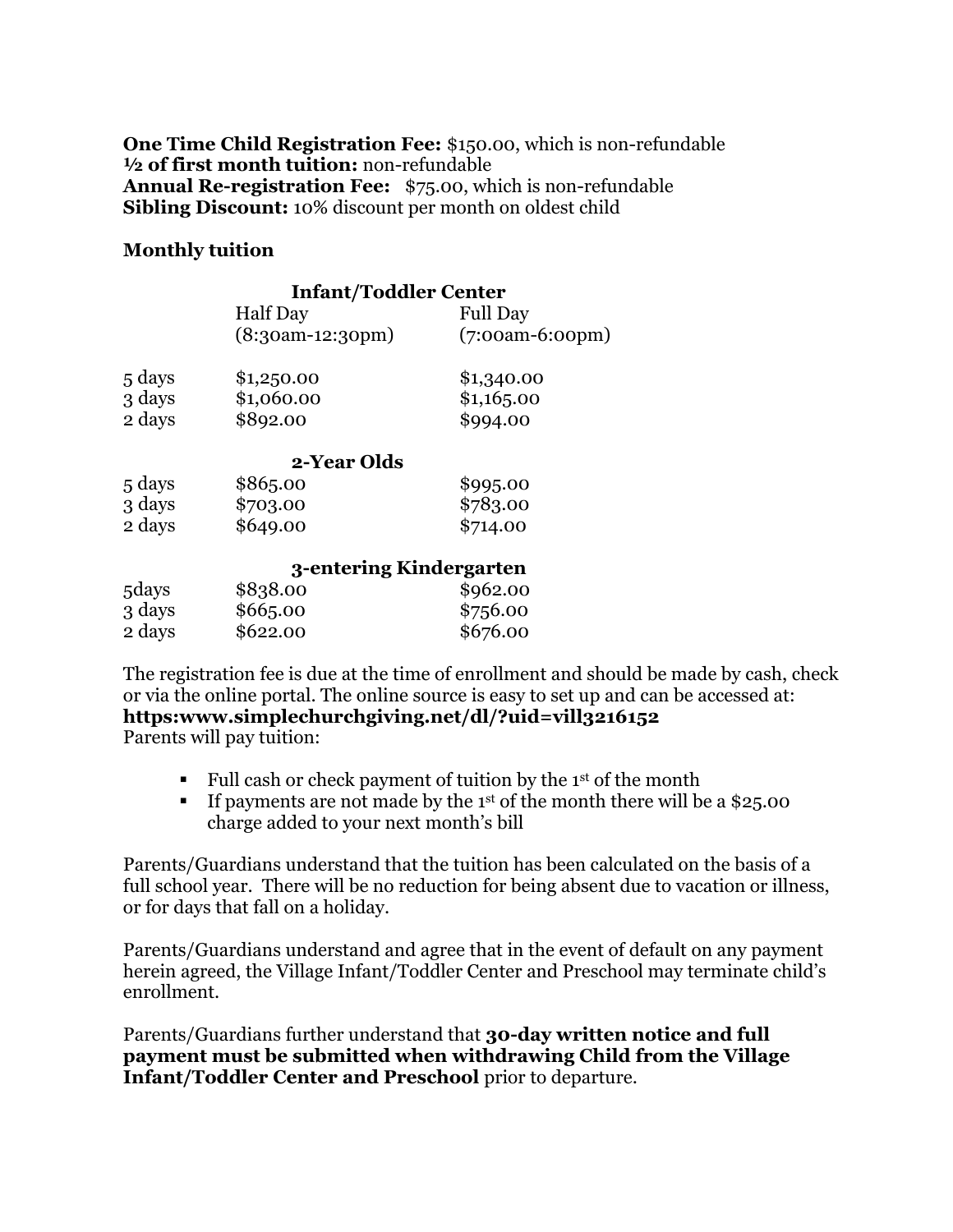**One Time Child Registration Fee:** $150.00, which is non-refundable
**½ of first month tuition:** non-refundable
**Annual Re-registration Fee:** $75.00, which is non-refundable
**Sibling Discount:** 10% discount per month on oldest child

**Monthly tuition**

| | Half Day (8:30am-12:30pm) | Full Day (7:00am-6:00pm) |
|---|---|---|
| **Infant/Toddler Center** | | |
| 5 days | $1,250.00 | $1,340.00 |
| 3 days | $1,060.00 | $1,165.00 |
| 2 days | $892.00 | $994.00 |
| **2-Year Olds** | | |
| 5 days | $865.00 | $995.00 |
| 3 days | $703.00 | $783.00 |
| 2 days | $649.00 | $714.00 |
| **3-entering Kindergarten** | | |
| 5days | $838.00 | $962.00 |
| 3 days | $665.00 | $756.00 |
| 2 days | $622.00 | $676.00 |

The registration fee is due at the time of enrollment and should be made by cash, check or via the online portal. The online source is easy to set up and can be accessed at: **https:www.simplechurchgiving.net/dl/?uid=vill3216152**
Parents will pay tuition:

- Full cash or check payment of tuition by the 1st of the month
- If payments are not made by the 1st of the month there will be a $25.00 charge added to your next month's bill

Parents/Guardians understand that the tuition has been calculated on the basis of a full school year. There will be no reduction for being absent due to vacation or illness, or for days that fall on a holiday.

Parents/Guardians understand and agree that in the event of default on any payment herein agreed, the Village Infant/Toddler Center and Preschool may terminate child's enrollment.

Parents/Guardians further understand that **30-day written notice and full payment must be submitted when withdrawing Child from the Village Infant/Toddler Center and Preschool** prior to departure.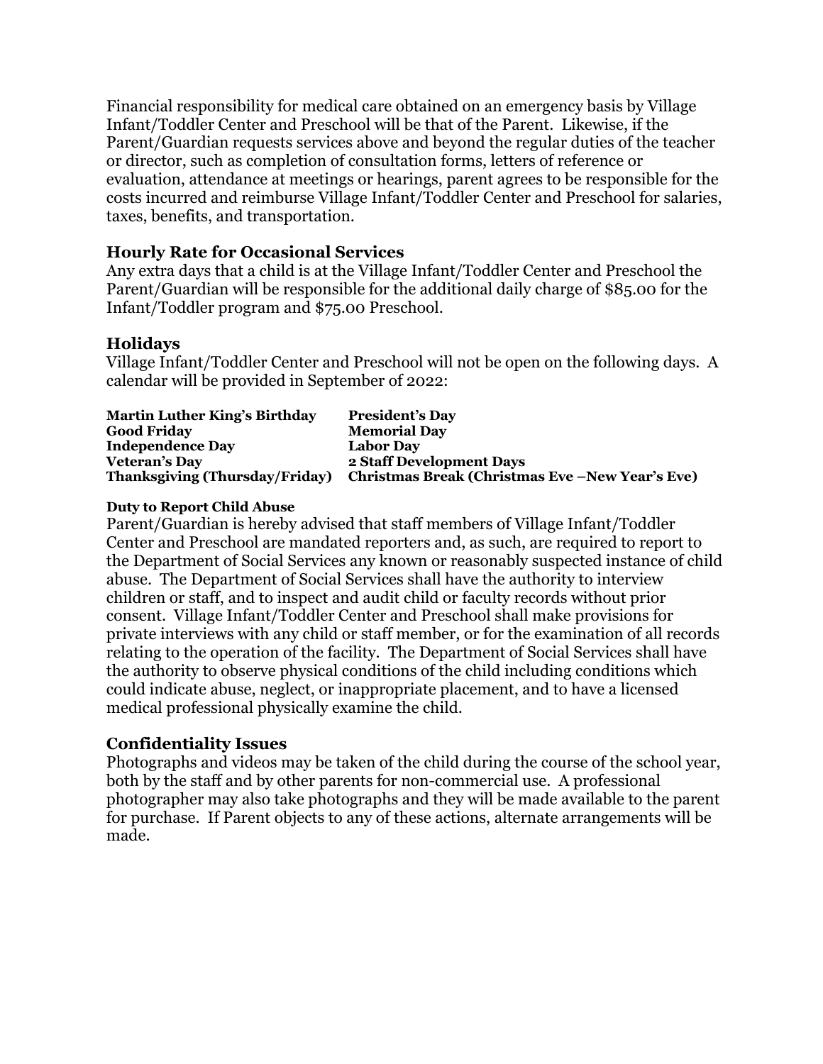Financial responsibility for medical care obtained on an emergency basis by Village Infant/Toddler Center and Preschool will be that of the Parent. Likewise, if the Parent/Guardian requests services above and beyond the regular duties of the teacher or director, such as completion of consultation forms, letters of reference or evaluation, attendance at meetings or hearings, parent agrees to be responsible for the costs incurred and reimburse Village Infant/Toddler Center and Preschool for salaries, taxes, benefits, and transportation.

## Hourly Rate for Occasional Services

Any extra days that a child is at the Village Infant/Toddler Center and Preschool the Parent/Guardian will be responsible for the additional daily charge of $85.00 for the Infant/Toddler program and $75.00 Preschool.

## Holidays

Village Infant/Toddler Center and Preschool will not be open on the following days. A calendar will be provided in September of 2022:

| | |
|---|---|
| **Martin Luther King's Birthday** | **President's Day** |
| **Good Friday** | **Memorial Day** |
| **Independence Day** | **Labor Day** |
| **Veteran's Day** | **2 Staff Development Days** |
| **Thanksgiving (Thursday/Friday)** | **Christmas Break (Christmas Eve –New Year's Eve)** |

#### Duty to Report Child Abuse

Parent/Guardian is hereby advised that staff members of Village Infant/Toddler Center and Preschool are mandated reporters and, as such, are required to report to the Department of Social Services any known or reasonably suspected instance of child abuse. The Department of Social Services shall have the authority to interview children or staff, and to inspect and audit child or faculty records without prior consent. Village Infant/Toddler Center and Preschool shall make provisions for private interviews with any child or staff member, or for the examination of all records relating to the operation of the facility. The Department of Social Services shall have the authority to observe physical conditions of the child including conditions which could indicate abuse, neglect, or inappropriate placement, and to have a licensed medical professional physically examine the child.

## Confidentiality Issues

Photographs and videos may be taken of the child during the course of the school year, both by the staff and by other parents for non-commercial use. A professional photographer may also take photographs and they will be made available to the parent for purchase. If Parent objects to any of these actions, alternate arrangements will be made.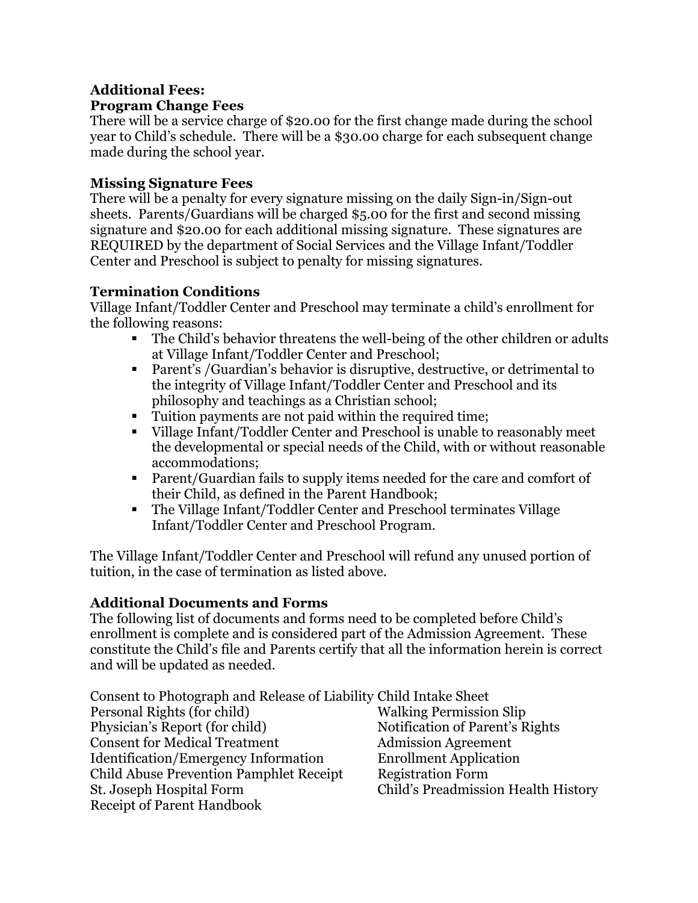**Additional Fees:**

**Program Change Fees**

There will be a service charge of $20.00 for the first change made during the school year to Child's schedule. There will be a $30.00 charge for each subsequent change made during the school year.

**Missing Signature Fees**

There will be a penalty for every signature missing on the daily Sign-in/Sign-out sheets. Parents/Guardians will be charged $5.00 for the first and second missing signature and $20.00 for each additional missing signature. These signatures are REQUIRED by the department of Social Services and the Village Infant/Toddler Center and Preschool is subject to penalty for missing signatures.

**Termination Conditions**

Village Infant/Toddler Center and Preschool may terminate a child's enrollment for the following reasons:

- The Child's behavior threatens the well-being of the other children or adults at Village Infant/Toddler Center and Preschool;
- Parent's /Guardian's behavior is disruptive, destructive, or detrimental to the integrity of Village Infant/Toddler Center and Preschool and its philosophy and teachings as a Christian school;
- Tuition payments are not paid within the required time;
- Village Infant/Toddler Center and Preschool is unable to reasonably meet the developmental or special needs of the Child, with or without reasonable accommodations;
- Parent/Guardian fails to supply items needed for the care and comfort of their Child, as defined in the Parent Handbook;
- The Village Infant/Toddler Center and Preschool terminates Village Infant/Toddler Center and Preschool Program.

The Village Infant/Toddler Center and Preschool will refund any unused portion of tuition, in the case of termination as listed above.

**Additional Documents and Forms**

The following list of documents and forms need to be completed before Child's enrollment is complete and is considered part of the Admission Agreement. These constitute the Child's file and Parents certify that all the information herein is correct and will be updated as needed.

Consent to Photograph and Release of Liability
Personal Rights (for child)
Physician's Report (for child)
Consent for Medical Treatment
Identification/Emergency Information
Child Abuse Prevention Pamphlet Receipt
St. Joseph Hospital Form
Receipt of Parent Handbook
Child Intake Sheet
Walking Permission Slip
Notification of Parent's Rights
Admission Agreement
Enrollment Application
Registration Form
Child's Preadmission Health History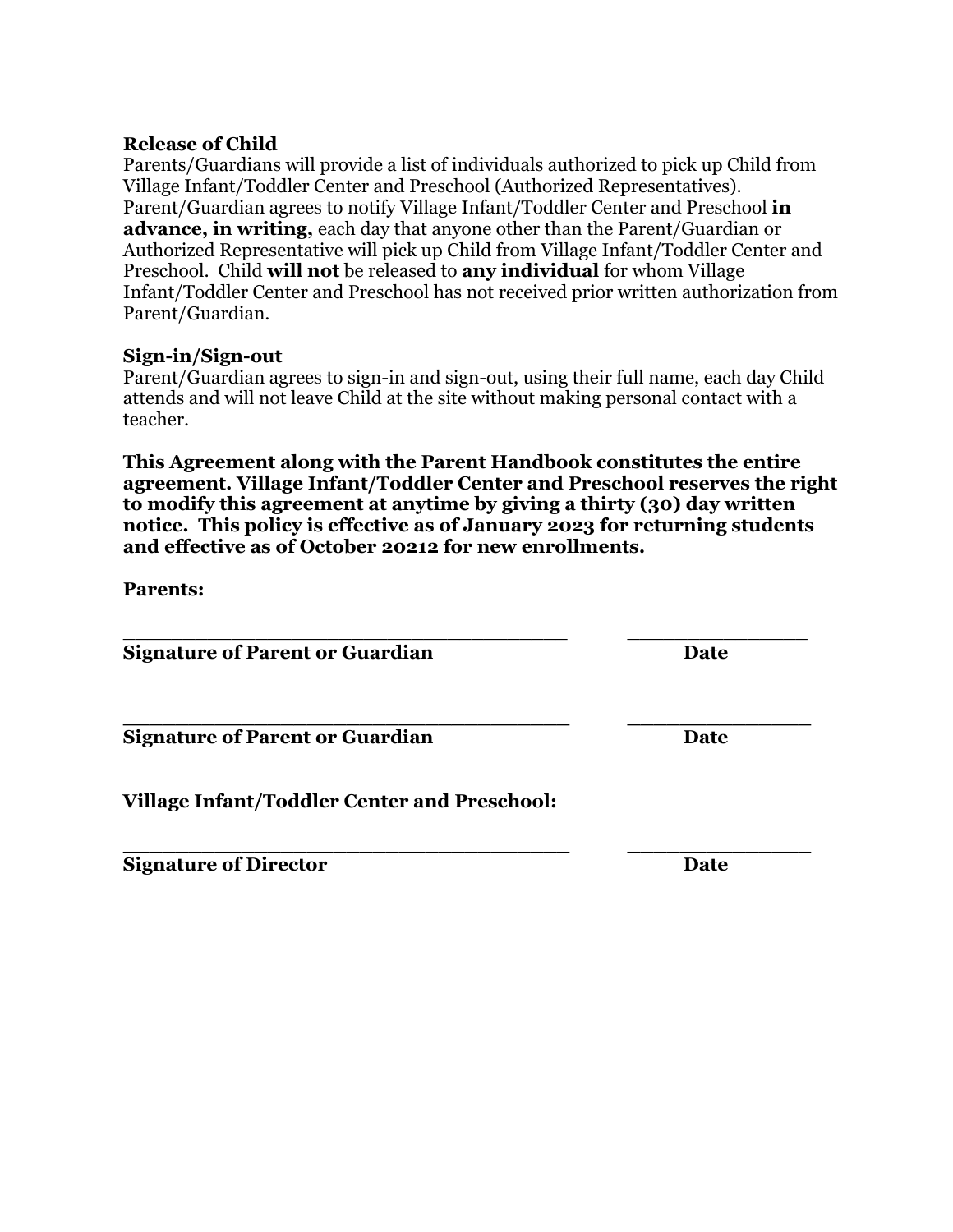**Release of Child**
Parents/Guardians will provide a list of individuals authorized to pick up Child from Village Infant/Toddler Center and Preschool (Authorized Representatives). Parent/Guardian agrees to notify Village Infant/Toddler Center and Preschool **in advance, in writing,** each day that anyone other than the Parent/Guardian or Authorized Representative will pick up Child from Village Infant/Toddler Center and Preschool. Child **will not** be released to **any individual** for whom Village Infant/Toddler Center and Preschool has not received prior written authorization from Parent/Guardian.

**Sign-in/Sign-out**
Parent/Guardian agrees to sign-in and sign-out, using their full name, each day Child attends and will not leave Child at the site without making personal contact with a teacher.

**This Agreement along with the Parent Handbook constitutes the entire agreement. Village Infant/Toddler Center and Preschool reserves the right to modify this agreement at anytime by giving a thirty (30) day written notice. This policy is effective as of January 2023 for returning students and effective as of October 20212 for new enrollments.**

**Parents:**

_________________________________ _____________
**Signature of Parent or Guardian** **Date**

_________________________________ _____________
**Signature of Parent or Guardian** **Date**

**Village Infant/Toddler Center and Preschool:**

_________________________________ _____________
**Signature of Director** **Date**